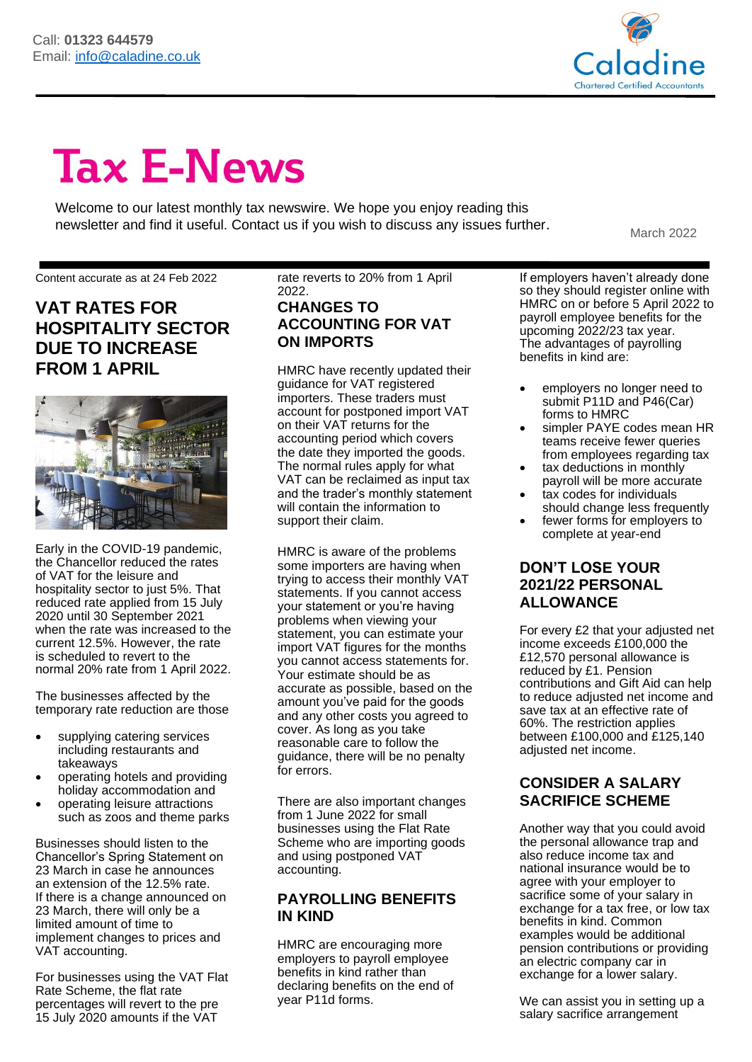Call: **01323 644579**
Email: info@caladine.co.uk

# Tax E-News

Welcome to our latest monthly tax newswire. We hope you enjoy reading this newsletter and find it useful. Contact us if you wish to discuss any issues further.

March 2022

Content accurate as at 24 Feb 2022

## VAT RATES FOR HOSPITALITY SECTOR DUE TO INCREASE FROM 1 APRIL

Early in the COVID-19 pandemic, the Chancellor reduced the rates of VAT for the leisure and hospitality sector to just 5%. That reduced rate applied from 15 July 2020 until 30 September 2021 when the rate was increased to the current 12.5%. However, the rate is scheduled to revert to the normal 20% rate from 1 April 2022.

The businesses affected by the temporary rate reduction are those

- supplying catering services including restaurants and takeaways
- operating hotels and providing holiday accommodation and
- operating leisure attractions such as zoos and theme parks

Businesses should listen to the Chancellor's Spring Statement on 23 March in case he announces an extension of the 12.5% rate. If there is a change announced on 23 March, there will only be a limited amount of time to implement changes to prices and VAT accounting.

For businesses using the VAT Flat Rate Scheme, the flat rate percentages will revert to the pre 15 July 2020 amounts if the VAT rate reverts to 20% from 1 April 2022.

## CHANGES TO ACCOUNTING FOR VAT ON IMPORTS

HMRC have recently updated their guidance for VAT registered importers. These traders must account for postponed import VAT on their VAT returns for the accounting period which covers the date they imported the goods. The normal rules apply for what VAT can be reclaimed as input tax and the trader's monthly statement will contain the information to support their claim.

HMRC is aware of the problems some importers are having when trying to access their monthly VAT statements. If you cannot access your statement or you're having problems when viewing your statement, you can estimate your import VAT figures for the months you cannot access statements for. Your estimate should be as accurate as possible, based on the amount you've paid for the goods and any other costs you agreed to cover. As long as you take reasonable care to follow the guidance, there will be no penalty for errors.

There are also important changes from 1 June 2022 for small businesses using the Flat Rate Scheme who are importing goods and using postponed VAT accounting.

## PAYROLLING BENEFITS IN KIND

HMRC are encouraging more employers to payroll employee benefits in kind rather than declaring benefits on the end of year P11d forms.

If employers haven't already done so they should register online with HMRC on or before 5 April 2022 to payroll employee benefits for the upcoming 2022/23 tax year.
The advantages of payrolling benefits in kind are:

- employers no longer need to submit P11D and P46(Car) forms to HMRC
- simpler PAYE codes mean HR teams receive fewer queries from employees regarding tax
- tax deductions in monthly payroll will be more accurate
- tax codes for individuals should change less frequently
- fewer forms for employers to complete at year-end

## DON'T LOSE YOUR 2021/22 PERSONAL ALLOWANCE

For every £2 that your adjusted net income exceeds £100,000 the £12,570 personal allowance is reduced by £1. Pension contributions and Gift Aid can help to reduce adjusted net income and save tax at an effective rate of 60%. The restriction applies between £100,000 and £125,140 adjusted net income.

## CONSIDER A SALARY SACRIFICE SCHEME

Another way that you could avoid the personal allowance trap and also reduce income tax and national insurance would be to agree with your employer to sacrifice some of your salary in exchange for a tax free, or low tax benefits in kind. Common examples would be additional pension contributions or providing an electric company car in exchange for a lower salary.

We can assist you in setting up a salary sacrifice arrangement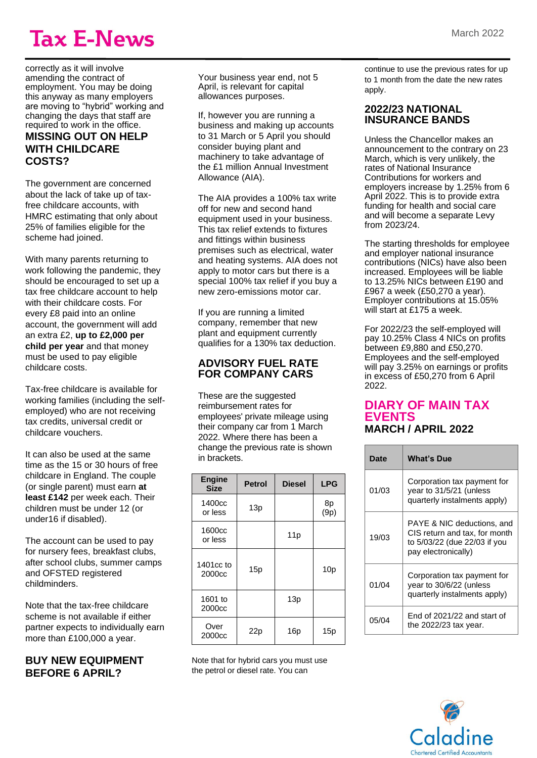correctly as it will involve amending the contract of employment. You may be doing this anyway as many employers are moving to "hybrid" working and changing the days that staff are required to work in the office.

## MISSING OUT ON HELP WITH CHILDCARE COSTS?

The government are concerned about the lack of take up of tax-free childcare accounts, with HMRC estimating that only about 25% of families eligible for the scheme had joined.

With many parents returning to work following the pandemic, they should be encouraged to set up a tax free childcare account to help with their childcare costs. For every £8 paid into an online account, the government will add an extra £2, **up to £2,000 per child per year** and that money must be used to pay eligible childcare costs.

Tax-free childcare is available for working families (including the self-employed) who are not receiving tax credits, universal credit or childcare vouchers.

It can also be used at the same time as the 15 or 30 hours of free childcare in England. The couple (or single parent) must earn **at least £142** per week each. Their children must be under 12 (or under16 if disabled).

The account can be used to pay for nursery fees, breakfast clubs, after school clubs, summer camps and OFSTED registered childminders.

Note that the tax-free childcare scheme is not available if either partner expects to individually earn more than £100,000 a year.

## BUY NEW EQUIPMENT BEFORE 6 APRIL?

Your business year end, not 5 April, is relevant for capital allowances purposes.

If, however you are running a business and making up accounts to 31 March or 5 April you should consider buying plant and machinery to take advantage of the £1 million Annual Investment Allowance (AIA).

The AIA provides a 100% tax write off for new and second hand equipment used in your business. This tax relief extends to fixtures and fittings within business premises such as electrical, water and heating systems. AIA does not apply to motor cars but there is a special 100% tax relief if you buy a new zero-emissions motor car.

If you are running a limited company, remember that new plant and equipment currently qualifies for a 130% tax deduction.

## ADVISORY FUEL RATE FOR COMPANY CARS

These are the suggested reimbursement rates for employees' private mileage using their company car from 1 March 2022. Where there has been a change the previous rate is shown in brackets.

| Engine Size | Petrol | Diesel | LPG |
|---|---|---|---|
| 1400cc or less | 13p | | 8p (9p) |
| 1600cc or less | | 11p | |
| 1401cc to 2000cc | 15p | | 10p |
| 1601 to 2000cc | | 13p | |
| Over 2000cc | 22p | 16p | 15p |

Note that for hybrid cars you must use the petrol or diesel rate. You can continue to use the previous rates for up to 1 month from the date the new rates apply.

## 2022/23 NATIONAL INSURANCE BANDS

Unless the Chancellor makes an announcement to the contrary on 23 March, which is very unlikely, the rates of National Insurance Contributions for workers and employers increase by 1.25% from 6 April 2022. This is to provide extra funding for health and social care and will become a separate Levy from 2023/24.

The starting thresholds for employee and employer national insurance contributions (NICs) have also been increased. Employees will be liable to 13.25% NICs between £190 and £967 a week (£50,270 a year). Employer contributions at 15.05% will start at £175 a week.

For 2022/23 the self-employed will pay 10.25% Class 4 NICs on profits between £9,880 and £50,270. Employees and the self-employed will pay 3.25% on earnings or profits in excess of £50,270 from 6 April 2022.

## DIARY OF MAIN TAX EVENTS

### MARCH / APRIL 2022

| Date | What's Due |
|---|---|
| 01/03 | Corporation tax payment for year to 31/5/21 (unless quarterly instalments apply) |
| 19/03 | PAYE & NIC deductions, and CIS return and tax, for month to 5/03/22 (due 22/03 if you pay electronically) |
| 01/04 | Corporation tax payment for year to 30/6/22 (unless quarterly instalments apply) |
| 05/04 | End of 2021/22 and start of the 2022/23 tax year. |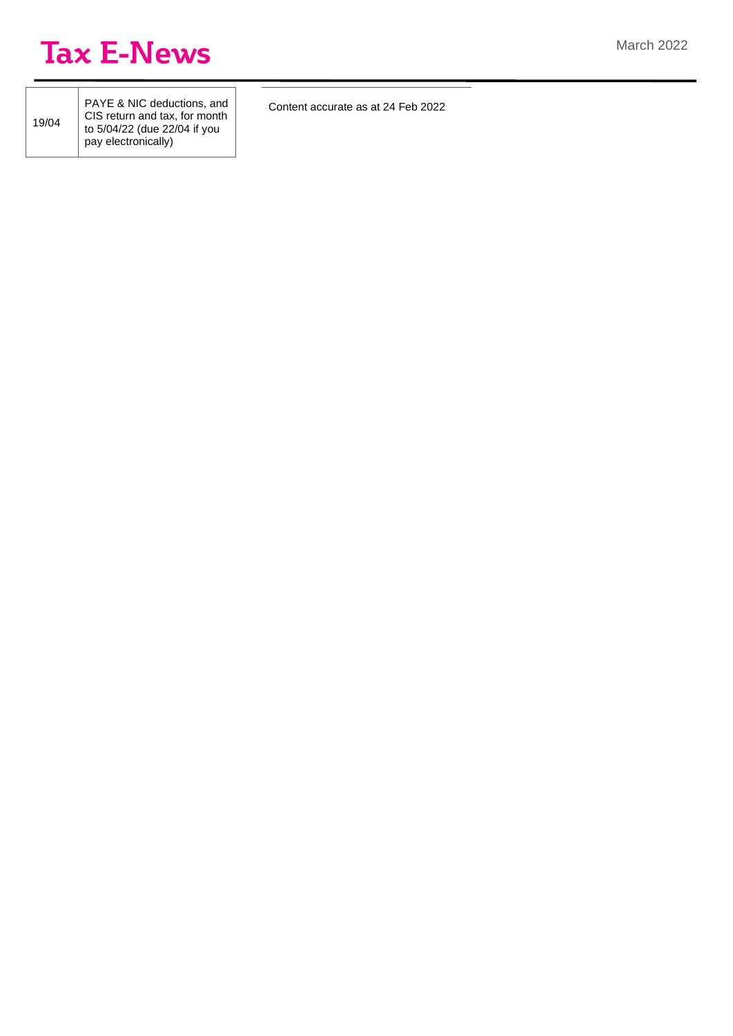| | |
|---|---|
| 19/04 | PAYE & NIC deductions, and CIS return and tax, for month to 5/04/22 (due 22/04 if you pay electronically) |

Content accurate as at 24 Feb 2022